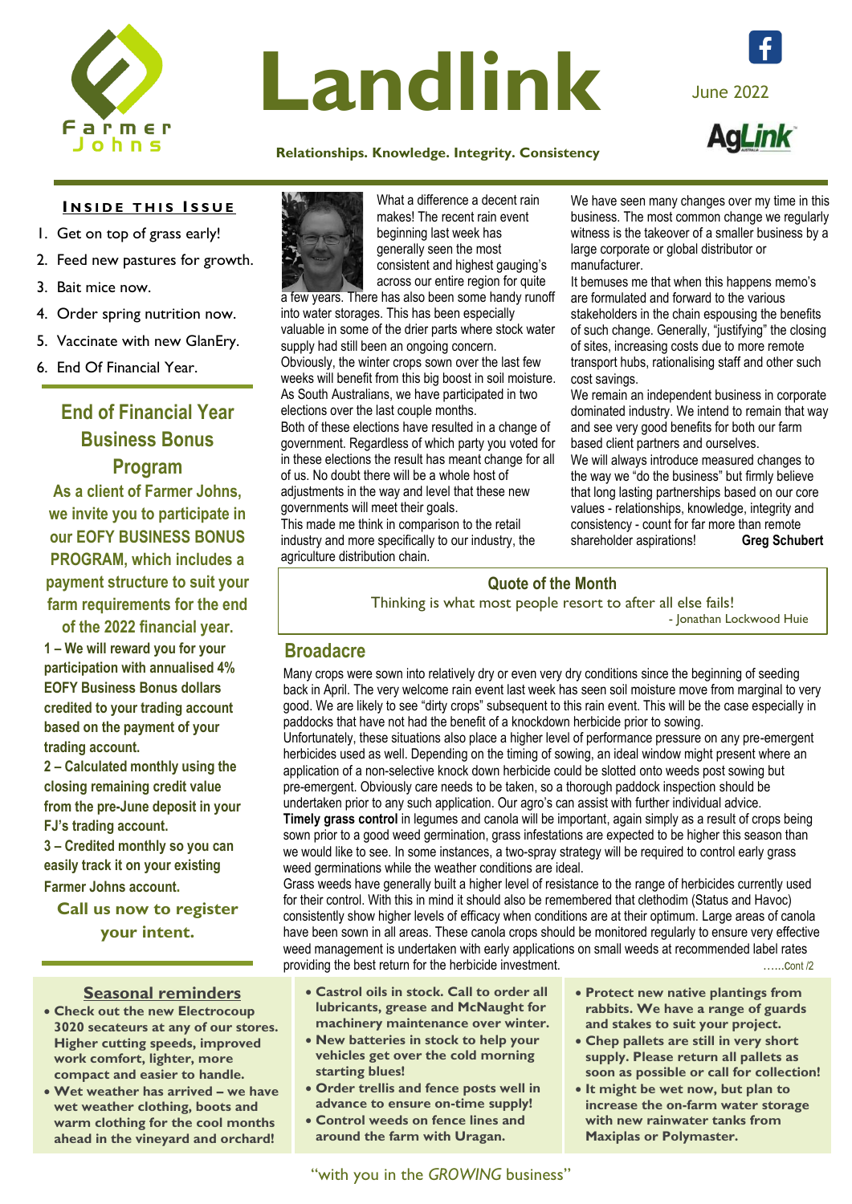# Landlink

**Relationships. Knowledge. Integrity. Consistency**

June 2022

## Inside this Issue

1. Get on top of grass early!
2. Feed new pastures for growth.
3. Bait mice now.
4. Order spring nutrition now.
5. Vaccinate with new GlanEry.
6. End Of Financial Year.

## End of Financial Year Business Bonus Program

**As a client of Farmer Johns, we invite you to participate in our EOFY BUSINESS BONUS PROGRAM, which includes a payment structure to suit your farm requirements for the end of the 2022 financial year.**

**1 – We will reward you for your participation with annualised 4% EOFY Business Bonus dollars credited to your trading account based on the payment of your trading account.**

**2 – Calculated monthly using the closing remaining credit value from the pre-June deposit in your FJ's trading account.**

**3 – Credited monthly so you can easily track it on your existing Farmer Johns account.**

**Call us now to register your intent.**

What a difference a decent rain makes! The recent rain event beginning last week has generally seen the most consistent and highest gauging's across our entire region for quite a few years. There has also been some handy runoff into water storages. This has been especially valuable in some of the drier parts where stock water supply had still been an ongoing concern.

Obviously, the winter crops sown over the last few weeks will benefit from this big boost in soil moisture.

As South Australians, we have participated in two elections over the last couple months.

Both of these elections have resulted in a change of government. Regardless of which party you voted for in these elections the result has meant change for all of us. No doubt there will be a whole host of adjustments in the way and level that these new governments will meet their goals.

This made me think in comparison to the retail industry and more specifically to our industry, the agriculture distribution chain.

We have seen many changes over my time in this business. The most common change we regularly witness is the takeover of a smaller business by a large corporate or global distributor or manufacturer.

It bemuses me that when this happens memo's are formulated and forward to the various stakeholders in the chain espousing the benefits of such change. Generally, "justifying" the closing of sites, increasing costs due to more remote transport hubs, rationalising staff and other such cost savings.

We remain an independent business in corporate dominated industry. We intend to remain that way and see very good benefits for both our farm based client partners and ourselves.

We will always introduce measured changes to the way we "do the business" but firmly believe that long lasting partnerships based on our core values - relationships, knowledge, integrity and consistency - count for far more than remote shareholder aspirations! **Greg Schubert**

### Quote of the Month

Thinking is what most people resort to after all else fails!

- Jonathan Lockwood Huie

## Broadacre

Many crops were sown into relatively dry or even very dry conditions since the beginning of seeding back in April. The very welcome rain event last week has seen soil moisture move from marginal to very good. We are likely to see "dirty crops" subsequent to this rain event. This will be the case especially in paddocks that have not had the benefit of a knockdown herbicide prior to sowing.

Unfortunately, these situations also place a higher level of performance pressure on any pre-emergent herbicides used as well. Depending on the timing of sowing, an ideal window might present where an application of a non-selective knock down herbicide could be slotted onto weeds post sowing but pre-emergent. Obviously care needs to be taken, so a thorough paddock inspection should be undertaken prior to any such application. Our agro's can assist with further individual advice.

**Timely grass control** in legumes and canola will be important, again simply as a result of crops being sown prior to a good weed germination, grass infestations are expected to be higher this season than we would like to see. In some instances, a two-spray strategy will be required to control early grass weed germinations while the weather conditions are ideal.

Grass weeds have generally built a higher level of resistance to the range of herbicides currently used for their control. With this in mind it should also be remembered that clethodim (Status and Havoc) consistently show higher levels of efficacy when conditions are at their optimum. Large areas of canola have been sown in all areas. These canola crops should be monitored regularly to ensure very effective weed management is undertaken with early applications on small weeds at recommended label rates providing the best return for the herbicide investment. ……Cont /2

## Seasonal reminders

- **Check out the new Electrocoup 3020 secateurs at any of our stores. Higher cutting speeds, improved work comfort, lighter, more compact and easier to handle.**
- **Wet weather has arrived – we have wet weather clothing, boots and warm clothing for the cool months ahead in the vineyard and orchard!**
- **Castrol oils in stock. Call to order all lubricants, grease and McNaught for machinery maintenance over winter.**
- **New batteries in stock to help your vehicles get over the cold morning starting blues!**
- **Order trellis and fence posts well in advance to ensure on-time supply!**
- **Control weeds on fence lines and around the farm with Uragan.**
- **Protect new native plantings from rabbits. We have a range of guards and stakes to suit your project.**
- **Chep pallets are still in very short supply. Please return all pallets as soon as possible or call for collection!**
- **It might be wet now, but plan to increase the on-farm water storage with new rainwater tanks from Maxiplas or Polymaster.**

"with you in the *GROWING* business"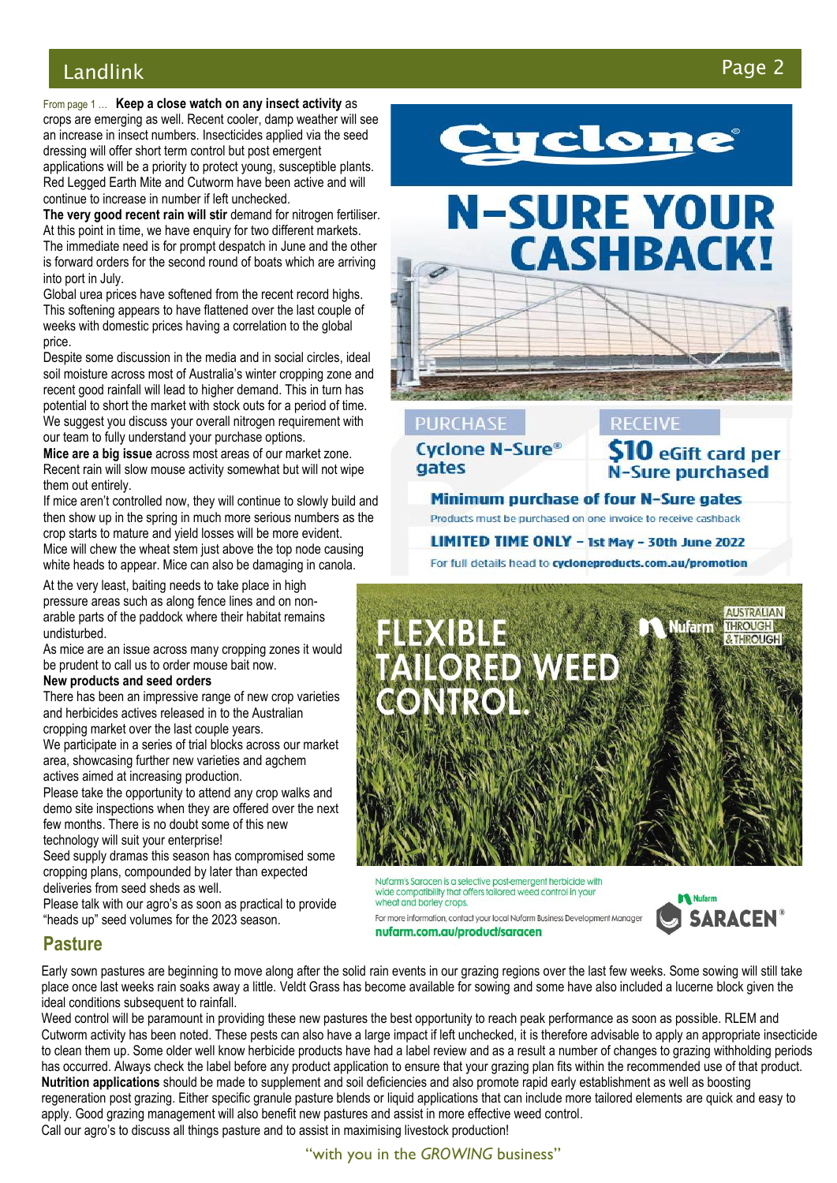From page 1 … **Keep a close watch on any insect activity** as crops are emerging as well. Recent cooler, damp weather will see an increase in insect numbers. Insecticides applied via the seed dressing will offer short term control but post emergent applications will be a priority to protect young, susceptible plants. Red Legged Earth Mite and Cutworm have been active and will continue to increase in number if left unchecked.

**The very good recent rain will stir** demand for nitrogen fertiliser. At this point in time, we have enquiry for two different markets. The immediate need is for prompt despatch in June and the other is forward orders for the second round of boats which are arriving into port in July.

Global urea prices have softened from the recent record highs. This softening appears to have flattened over the last couple of weeks with domestic prices having a correlation to the global price.

Despite some discussion in the media and in social circles, ideal soil moisture across most of Australia's winter cropping zone and recent good rainfall will lead to higher demand. This in turn has potential to short the market with stock outs for a period of time. We suggest you discuss your overall nitrogen requirement with our team to fully understand your purchase options.

**Mice are a big issue** across most areas of our market zone. Recent rain will slow mouse activity somewhat but will not wipe them out entirely.

If mice aren't controlled now, they will continue to slowly build and then show up in the spring in much more serious numbers as the crop starts to mature and yield losses will be more evident.

Mice will chew the wheat stem just above the top node causing white heads to appear. Mice can also be damaging in canola.

At the very least, baiting needs to take place in high pressure areas such as along fence lines and on non-arable parts of the paddock where their habitat remains undisturbed.

As mice are an issue across many cropping zones it would be prudent to call us to order mouse bait now.

**New products and seed orders**

There has been an impressive range of new crop varieties and herbicides actives released in to the Australian cropping market over the last couple years.

We participate in a series of trial blocks across our market area, showcasing further new varieties and agchem actives aimed at increasing production.

Please take the opportunity to attend any crop walks and demo site inspections when they are offered over the next few months. There is no doubt some of this new technology will suit your enterprise!

Seed supply dramas this season has compromised some cropping plans, compounded by later than expected deliveries from seed sheds as well.

Please talk with our agro's as soon as practical to provide "heads up" seed volumes for the 2023 season.

**Cyclone®**

**N-SURE YOUR CASHBACK!**

| PURCHASE | RECEIVE |
|---|---|
| Cyclone N-Sure® gates | $10 eGift card per N-Sure purchased |

**Minimum purchase of four N-Sure gates**

Products must be purchased on one invoice to receive cashback

**LIMITED TIME ONLY – 1st May – 30th June 2022**

For full details head to **cycloneproducts.com.au/promotion**

**FLEXIBLE TAILORED WEED CONTROL.**

Nufarm — AUSTRALIAN THROUGH & THROUGH

Nufarm's Saracen is a selective post-emergent herbicide with wide compatibility that offers tailored weed control in your wheat and barley crops.

For more information, contact your local Nufarm Business Development Manager

**nufarm.com.au/product/saracen**

Nufarm SARACEN®

## Pasture

Early sown pastures are beginning to move along after the solid rain events in our grazing regions over the last few weeks. Some sowing will still take place once last weeks rain soaks away a little. Veldt Grass has become available for sowing and some have also included a lucerne block given the ideal conditions subsequent to rainfall.

Weed control will be paramount in providing these new pastures the best opportunity to reach peak performance as soon as possible. RLEM and Cutworm activity has been noted. These pests can also have a large impact if left unchecked, it is therefore advisable to apply an appropriate insecticide to clean them up. Some older well know herbicide products have had a label review and as a result a number of changes to grazing withholding periods has occurred. Always check the label before any product application to ensure that your grazing plan fits within the recommended use of that product.

**Nutrition applications** should be made to supplement and soil deficiencies and also promote rapid early establishment as well as boosting regeneration post grazing. Either specific granule pasture blends or liquid applications that can include more tailored elements are quick and easy to apply. Good grazing management will also benefit new pastures and assist in more effective weed control.

Call our agro's to discuss all things pasture and to assist in maximising livestock production!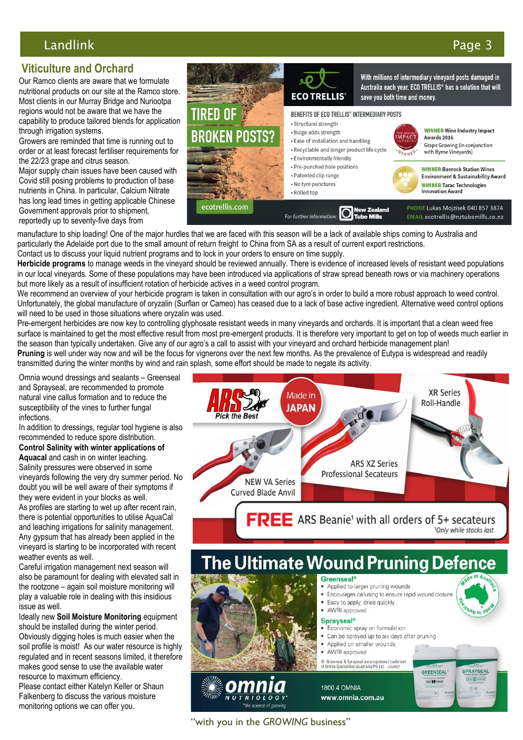## Viticulture and Orchard

Our Ramco clients are aware that we formulate nutritional products on our site at the Ramco store. Most clients in our Murray Bridge and Nuriootpa regions would not be aware that we have the capability to produce tailored blends for application through irrigation systems.

Growers are reminded that time is running out to order or at least forecast fertiliser requirements for the 22/23 grape and citrus season.

Major supply chain issues have been caused with Covid still posing problems to production of base nutrients in China. In particular, Calcium Nitrate has long lead times in getting applicable Chinese Government approvals prior to shipment, reportedly up to seventy-five days from manufacture to ship loading! One of the major hurdles that we are faced with this season will be a lack of available ships coming to Australia and particularly the Adelaide port due to the small amount of return freight to China from SA as a result of current export restrictions.

Contact us to discuss your liquid nutrient programs and to lock in your orders to ensure on time supply.

**Herbicide programs** to manage weeds in the vineyard should be reviewed annually. There is evidence of increased levels of resistant weed populations in our local vineyards. Some of these populations may have been introduced via applications of straw spread beneath rows or via machinery operations but more likely as a result of insufficient rotation of herbicide actives in a weed control program.

We recommend an overview of your herbicide program is taken in consultation with our agro's in order to build a more robust approach to weed control. Unfortunately, the global manufacture of oryzalin (Surflan or Cameo) has ceased due to a lack of base active ingredient. Alternative weed control options will need to be used in those situations where oryzalin was used.

Pre-emergent herbicides are now key to controlling glyphosate resistant weeds in many vineyards and orchards. It is important that a clean weed free surface is maintained to get the most effective result from most pre-emergent products. It is therefore very important to get on top of weeds much earlier in the season than typically undertaken. Give any of our agro's a call to assist with your vineyard and orchard herbicide management plan!

**Pruning** is well under way now and will be the focus for vignerons over the next few months. As the prevalence of Eutypa is widespread and readily transmitted during the winter months by wind and rain splash, some effort should be made to negate its activity.

Omnia wound dressings and sealants – Greenseal and Sprayseal, are recommended to promote natural vine callus formation and to reduce the susceptibility of the vines to further fungal infections.

In addition to dressings, regular tool hygiene is also recommended to reduce spore distribution.

**Control Salinity with winter applications of Aquacal** and cash in on winter leaching.

Salinity pressures were observed in some vineyards following the very dry summer period. No doubt you will be well aware of their symptoms if they were evident in your blocks as well.

As profiles are starting to wet up after recent rain, there is potential opportunities to utilise AquaCal and leaching irrigations for salinity management. Any gypsum that has already been applied in the vineyard is starting to be incorporated with recent weather events as well.

Careful irrigation management next season will also be paramount for dealing with elevated salt in the rootzone – again soil moisture monitoring will play a valuable role in dealing with this insidious issue as well.

Ideally new **Soil Moisture Monitoring** equipment should be installed during the winter period. Obviously digging holes is much easier when the soil profile is moist! As our water resource is highly regulated and in recent seasons limited, it therefore makes good sense to use the available water resource to maximum efficiency.

Please contact either Katelyn Keller or Shaun Falkenberg to discuss the various moisture monitoring options we can offer you.

---

**TIRED OF BROKEN POSTS?** — ECO TRELLIS®

With millions of intermediary vineyard posts damaged in Australia each year, ECO TRELLIS® has a solution that will save you both time and money.

BENEFITS OF ECO TRELLIS® INTERMEDIARY POSTS

- Structural strength
- Bulge adds strength
- Ease of installation and handling
- Recyclable and longer product life cycle
- Environmentally friendly
- Pre-punched hole positions
- Patented clip range
- No tyre punctures
- Rolled top

**WINNER** Wine Industry Impact Awards 2016 Grape Growing (in conjunction with Byrne Vineyards)

**WINNER** Banrock Station Wines Environment & Sustainability Award

**WINNER** Tarac Technologies Innovation Award

ecotrellis.com — For further information: New Zealand Tube Mills — PHONE Lukas Mojzisek 040 857 3874 EMAIL ecotrellis@nztubemills.co.nz

---

ARS Pick the Best — Made in JAPAN

XR Series Roll-Handle

ARS XZ Series Professional Secateurs

NEW VA Series Curved Blade Anvil

**FREE** ARS Beanie[1] with all orders of 5+ secateurs

[1]*Only while stocks last.*

---

## The Ultimate Wound Pruning Defence

**Greenseal®**

- Applied to larger pruning wounds
- Encourages callusing to ensure rapid wound closure
- Easy to apply, dries quickly
- AWRI approved

**Sprayseal®**

- Economic spray on formulation
- Can be sprayed up to six days after pruning
- Applied on smaller wounds
- AWRI approved

® Greenseal & Sprayseal are a registered trademark of Omnia Specialities (Australia) Pty Ltd

Made in Australia

omnia NUTRIOLOGY® *the science of growing* — 1800 4 OMNIA — www.omnia.com.au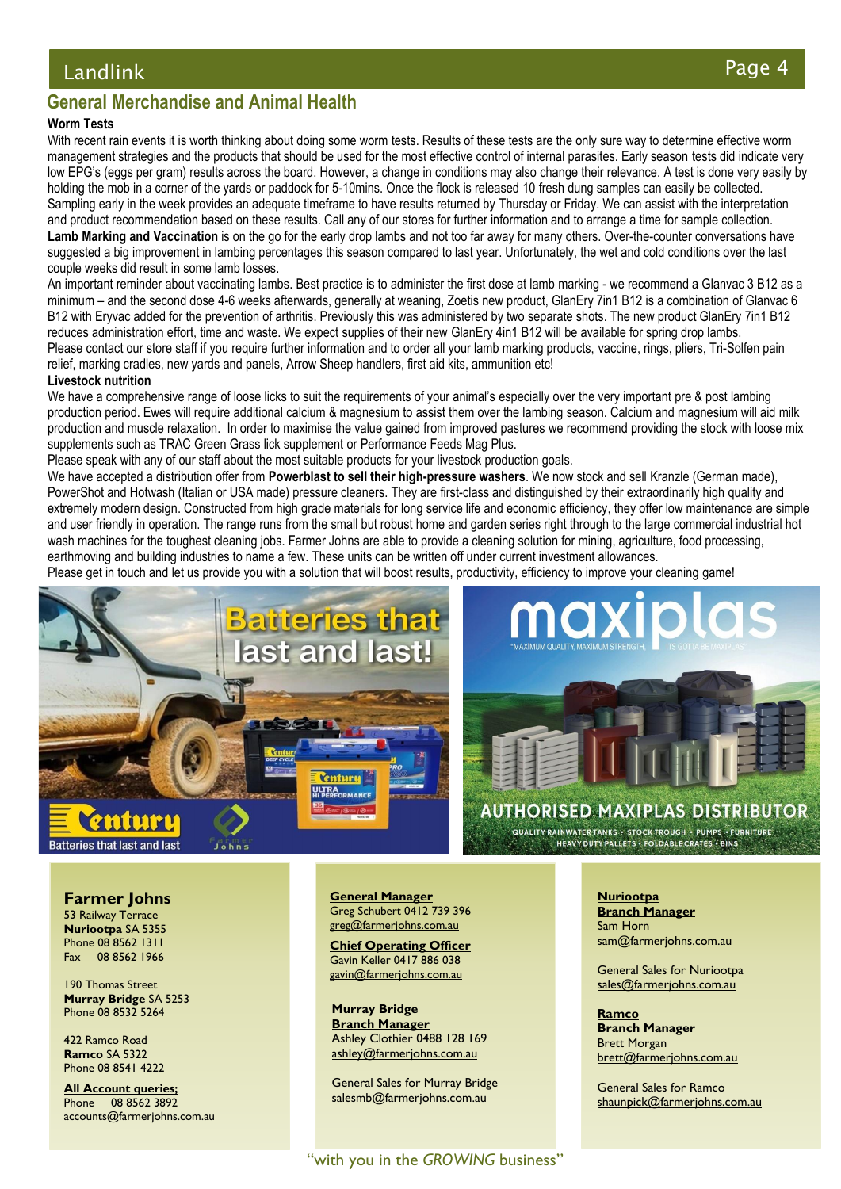## General Merchandise and Animal Health

**Worm Tests**

With recent rain events it is worth thinking about doing some worm tests. Results of these tests are the only sure way to determine effective worm management strategies and the products that should be used for the most effective control of internal parasites. Early season tests did indicate very low EPG's (eggs per gram) results across the board. However, a change in conditions may also change their relevance. A test is done very easily by holding the mob in a corner of the yards or paddock for 5-10mins. Once the flock is released 10 fresh dung samples can easily be collected. Sampling early in the week provides an adequate timeframe to have results returned by Thursday or Friday. We can assist with the interpretation and product recommendation based on these results. Call any of our stores for further information and to arrange a time for sample collection.

**Lamb Marking and Vaccination** is on the go for the early drop lambs and not too far away for many others. Over-the-counter conversations have suggested a big improvement in lambing percentages this season compared to last year. Unfortunately, the wet and cold conditions over the last couple weeks did result in some lamb losses.

An important reminder about vaccinating lambs. Best practice is to administer the first dose at lamb marking - we recommend a Glanvac 3 B12 as a minimum – and the second dose 4-6 weeks afterwards, generally at weaning, Zoetis new product, GlanEry 7in1 B12 is a combination of Glanvac 6 B12 with Eryvac added for the prevention of arthritis. Previously this was administered by two separate shots. The new product GlanEry 7in1 B12 reduces administration effort, time and waste. We expect supplies of their new GlanEry 4in1 B12 will be available for spring drop lambs.

Please contact our store staff if you require further information and to order all your lamb marking products, vaccine, rings, pliers, Tri-Solfen pain relief, marking cradles, new yards and panels, Arrow Sheep handlers, first aid kits, ammunition etc!

**Livestock nutrition**

We have a comprehensive range of loose licks to suit the requirements of your animal's especially over the very important pre & post lambing production period. Ewes will require additional calcium & magnesium to assist them over the lambing season. Calcium and magnesium will aid milk production and muscle relaxation. In order to maximise the value gained from improved pastures we recommend providing the stock with loose mix supplements such as TRAC Green Grass lick supplement or Performance Feeds Mag Plus.

Please speak with any of our staff about the most suitable products for your livestock production goals.

We have accepted a distribution offer from **Powerblast to sell their high-pressure washers**. We now stock and sell Kranzle (German made), PowerShot and Hotwash (Italian or USA made) pressure cleaners. They are first-class and distinguished by their extraordinarily high quality and extremely modern design. Constructed from high grade materials for long service life and economic efficiency, they offer low maintenance are simple and user friendly in operation. The range runs from the small but robust home and garden series right through to the large commercial industrial hot wash machines for the toughest cleaning jobs. Farmer Johns are able to provide a cleaning solution for mining, agriculture, food processing, earthmoving and building industries to name a few. These units can be written off under current investment allowances.

Please get in touch and let us provide you with a solution that will boost results, productivity, efficiency to improve your cleaning game!

Batteries that last and last!

Century

Batteries that last and last

maxiplas

"MAXIMUM QUALITY, MAXIMUM STRENGTH, ITS GOTTA BE MAXIPLAS"

AUTHORISED MAXIPLAS DISTRIBUTOR

QUALITY RAINWATER TANKS • STOCK TROUGH • PUMPS • FURNITURE
HEAVY DUTY PALLETS • FOLDABLE CRATES • BINS

**Farmer Johns**
53 Railway Terrace
**Nuriootpa** SA 5355
Phone 08 8562 1311
Fax 08 8562 1966

190 Thomas Street
**Murray Bridge** SA 5253
Phone 08 8532 5264

422 Ramco Road
**Ramco** SA 5322
Phone 08 8541 4222

**All Account queries;**
Phone 08 8562 3892
accounts@farmerjohns.com.au

**General Manager**
Greg Schubert 0412 739 396
greg@farmerjohns.com.au

**Chief Operating Officer**
Gavin Keller 0417 886 038
gavin@farmerjohns.com.au

**Murray Bridge Branch Manager**
Ashley Clothier 0488 128 169
ashley@farmerjohns.com.au

General Sales for Murray Bridge
salesmb@farmerjohns.com.au

**Nuriootpa Branch Manager**
Sam Horn
sam@farmerjohns.com.au

General Sales for Nuriootpa
sales@farmerjohns.com.au

**Ramco Branch Manager**
Brett Morgan
brett@farmerjohns.com.au

General Sales for Ramco
shaunpick@farmerjohns.com.au

"with you in the *GROWING* business"